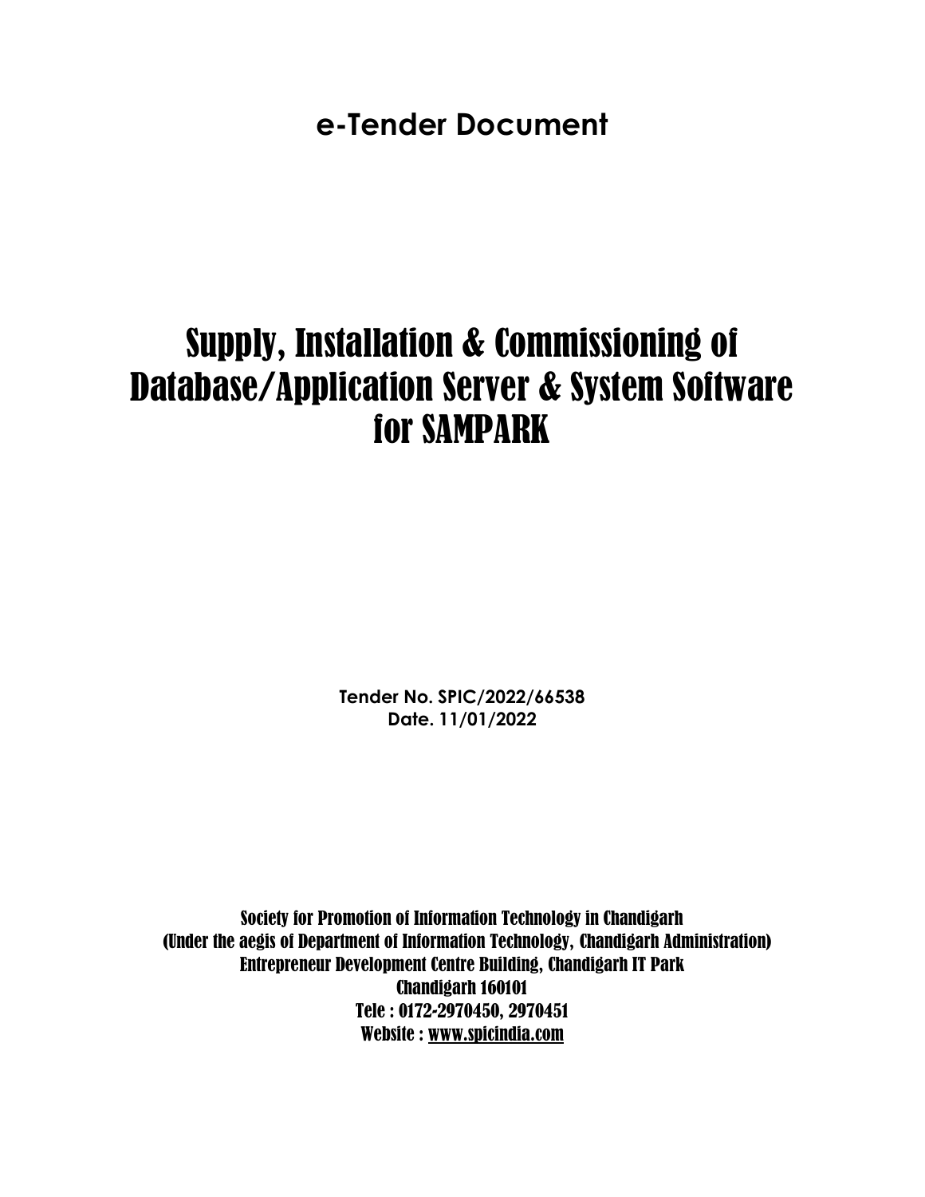**e-Tender Document**

# Supply, Installation & Commissioning of Database/Application Server & System Software for SAMPARK

**Tender No. SPIC/2022/66538**
**Date. 11/01/2022**

Society for Promotion of Information Technology in Chandigarh
(Under the aegis of Department of Information Technology, Chandigarh Administration)
Entrepreneur Development Centre Building, Chandigarh IT Park
Chandigarh 160101
Tele : 0172-2970450, 2970451
Website : www.spicindia.com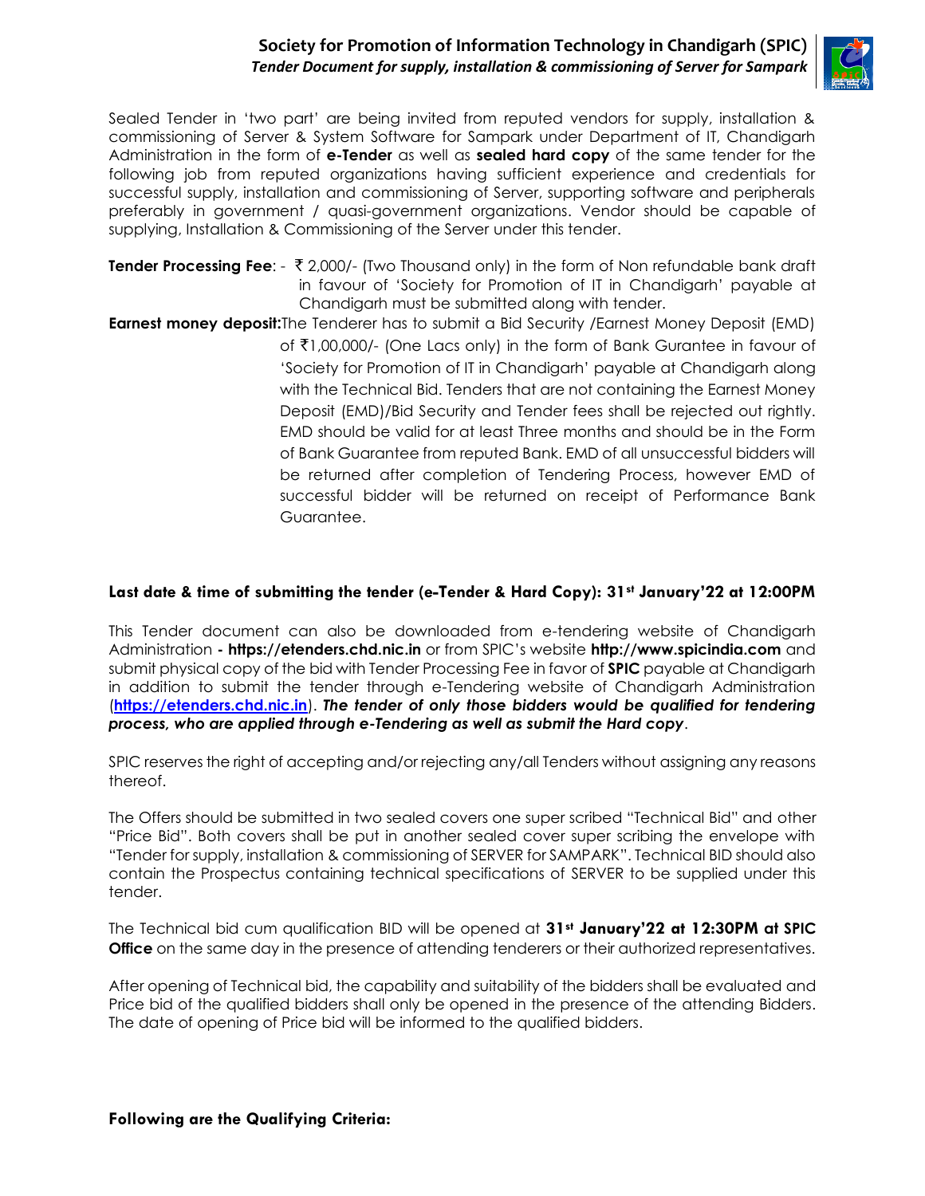Sealed Tender in 'two part' are being invited from reputed vendors for supply, installation & commissioning of Server & System Software for Sampark under Department of IT, Chandigarh Administration in the form of **e-Tender** as well as **sealed hard copy** of the same tender for the following job from reputed organizations having sufficient experience and credentials for successful supply, installation and commissioning of Server, supporting software and peripherals preferably in government / quasi-government organizations. Vendor should be capable of supplying, Installation & Commissioning of the Server under this tender.

**Tender Processing Fee**: - ₹ 2,000/- (Two Thousand only) in the form of Non refundable bank draft in favour of 'Society for Promotion of IT in Chandigarh' payable at Chandigarh must be submitted along with tender.

**Earnest money deposit:** The Tenderer has to submit a Bid Security /Earnest Money Deposit (EMD) of ₹1,00,000/- (One Lacs only) in the form of Bank Gurantee in favour of 'Society for Promotion of IT in Chandigarh' payable at Chandigarh along with the Technical Bid. Tenders that are not containing the Earnest Money Deposit (EMD)/Bid Security and Tender fees shall be rejected out rightly. EMD should be valid for at least Three months and should be in the Form of Bank Guarantee from reputed Bank. EMD of all unsuccessful bidders will be returned after completion of Tendering Process, however EMD of successful bidder will be returned on receipt of Performance Bank Guarantee.

**Last date & time of submitting the tender (e-Tender & Hard Copy): 31st January'22 at 12:00PM**

This Tender document can also be downloaded from e-tendering website of Chandigarh Administration **- https://etenders.chd.nic.in** or from SPIC's website **http://www.spicindia.com** and submit physical copy of the bid with Tender Processing Fee in favor of **SPIC** payable at Chandigarh in addition to submit the tender through e-Tendering website of Chandigarh Administration (**https://etenders.chd.nic.in**). ***The tender of only those bidders would be qualified for tendering process, who are applied through e-Tendering as well as submit the Hard copy***.

SPIC reserves the right of accepting and/or rejecting any/all Tenders without assigning any reasons thereof.

The Offers should be submitted in two sealed covers one super scribed "Technical Bid" and other "Price Bid". Both covers shall be put in another sealed cover super scribing the envelope with "Tender for supply, installation & commissioning of SERVER for SAMPARK". Technical BID should also contain the Prospectus containing technical specifications of SERVER to be supplied under this tender.

The Technical bid cum qualification BID will be opened at **31st January'22 at 12:30PM at SPIC Office** on the same day in the presence of attending tenderers or their authorized representatives.

After opening of Technical bid, the capability and suitability of the bidders shall be evaluated and Price bid of the qualified bidders shall only be opened in the presence of the attending Bidders. The date of opening of Price bid will be informed to the qualified bidders.

**Following are the Qualifying Criteria:**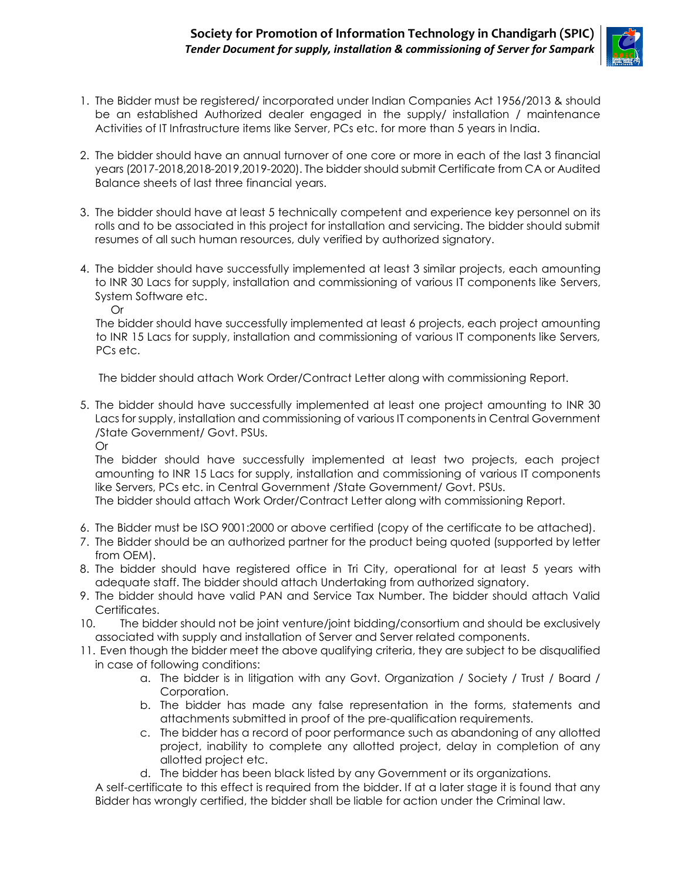1. The Bidder must be registered/ incorporated under Indian Companies Act 1956/2013 & should be an established Authorized dealer engaged in the supply/ installation / maintenance Activities of IT Infrastructure items like Server, PCs etc. for more than 5 years in India.

2. The bidder should have an annual turnover of one core or more in each of the last 3 financial years (2017-2018,2018-2019,2019-2020). The bidder should submit Certificate from CA or Audited Balance sheets of last three financial years.

3. The bidder should have at least 5 technically competent and experience key personnel on its rolls and to be associated in this project for installation and servicing. The bidder should submit resumes of all such human resources, duly verified by authorized signatory.

4. The bidder should have successfully implemented at least 3 similar projects, each amounting to INR 30 Lacs for supply, installation and commissioning of various IT components like Servers, System Software etc.

   Or

   The bidder should have successfully implemented at least 6 projects, each project amounting to INR 15 Lacs for supply, installation and commissioning of various IT components like Servers, PCs etc.

   The bidder should attach Work Order/Contract Letter along with commissioning Report.

5. The bidder should have successfully implemented at least one project amounting to INR 30 Lacs for supply, installation and commissioning of various IT components in Central Government /State Government/ Govt. PSUs.

   Or

   The bidder should have successfully implemented at least two projects, each project amounting to INR 15 Lacs for supply, installation and commissioning of various IT components like Servers, PCs etc. in Central Government /State Government/ Govt. PSUs.

   The bidder should attach Work Order/Contract Letter along with commissioning Report.

6. The Bidder must be ISO 9001:2000 or above certified (copy of the certificate to be attached).
7. The Bidder should be an authorized partner for the product being quoted (supported by letter from OEM).
8. The bidder should have registered office in Tri City, operational for at least 5 years with adequate staff. The bidder should attach Undertaking from authorized signatory.
9. The bidder should have valid PAN and Service Tax Number. The bidder should attach Valid Certificates.
10. The bidder should not be joint venture/joint bidding/consortium and should be exclusively associated with supply and installation of Server and Server related components.
11. Even though the bidder meet the above qualifying criteria, they are subject to be disqualified in case of following conditions:
    a. The bidder is in litigation with any Govt. Organization / Society / Trust / Board / Corporation.
    b. The bidder has made any false representation in the forms, statements and attachments submitted in proof of the pre-qualification requirements.
    c. The bidder has a record of poor performance such as abandoning of any allotted project, inability to complete any allotted project, delay in completion of any allotted project etc.
    d. The bidder has been black listed by any Government or its organizations.

    A self-certificate to this effect is required from the bidder. If at a later stage it is found that any Bidder has wrongly certified, the bidder shall be liable for action under the Criminal law.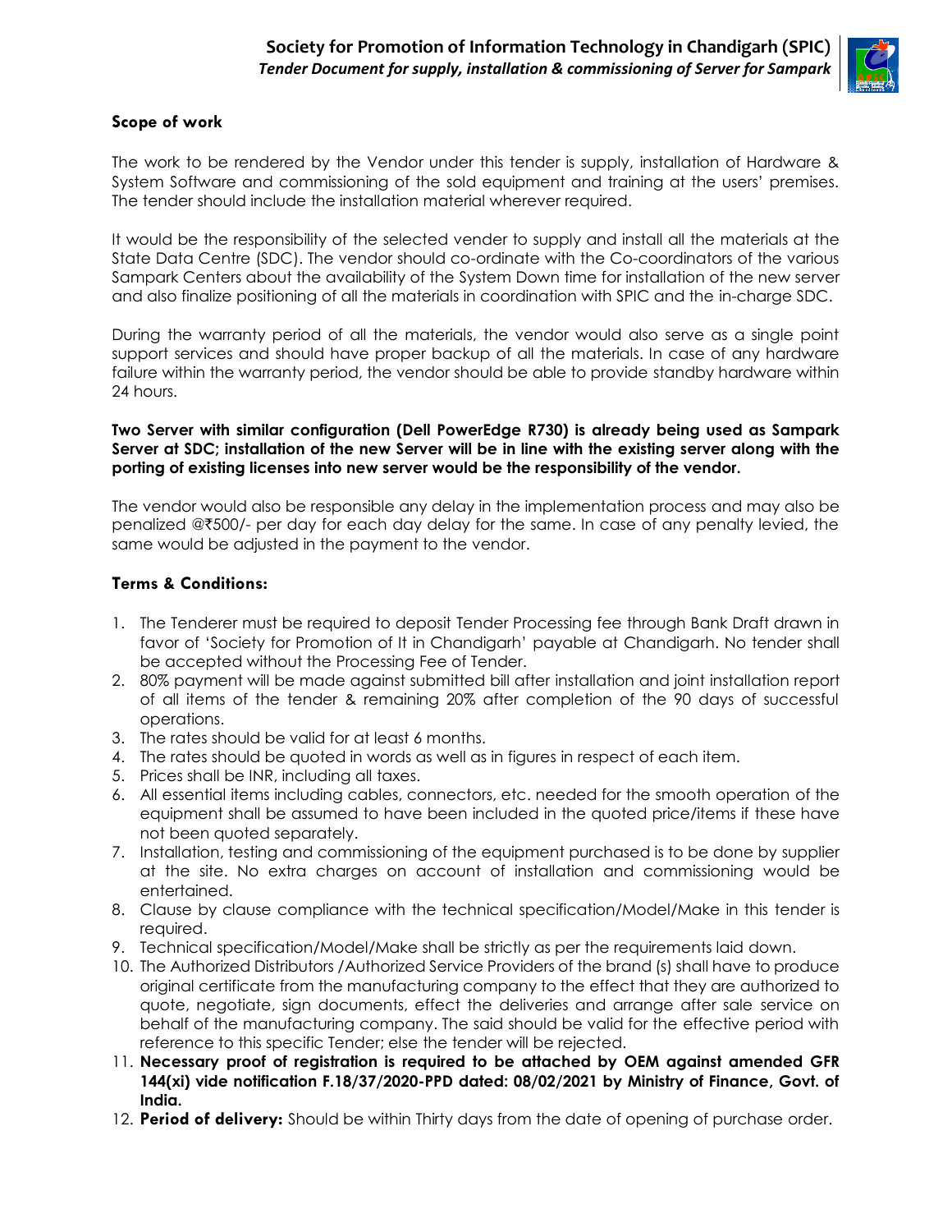### Scope of work

The work to be rendered by the Vendor under this tender is supply, installation of Hardware & System Software and commissioning of the sold equipment and training at the users' premises. The tender should include the installation material wherever required.

It would be the responsibility of the selected vender to supply and install all the materials at the State Data Centre (SDC). The vendor should co-ordinate with the Co-coordinators of the various Sampark Centers about the availability of the System Down time for installation of the new server and also finalize positioning of all the materials in coordination with SPIC and the in-charge SDC.

During the warranty period of all the materials, the vendor would also serve as a single point support services and should have proper backup of all the materials. In case of any hardware failure within the warranty period, the vendor should be able to provide standby hardware within 24 hours.

**Two Server with similar configuration (Dell PowerEdge R730) is already being used as Sampark Server at SDC; installation of the new Server will be in line with the existing server along with the porting of existing licenses into new server would be the responsibility of the vendor.**

The vendor would also be responsible any delay in the implementation process and may also be penalized @₹500/- per day for each day delay for the same. In case of any penalty levied, the same would be adjusted in the payment to the vendor.

### Terms & Conditions:

1. The Tenderer must be required to deposit Tender Processing fee through Bank Draft drawn in favor of 'Society for Promotion of It in Chandigarh' payable at Chandigarh. No tender shall be accepted without the Processing Fee of Tender.
2. 80% payment will be made against submitted bill after installation and joint installation report of all items of the tender & remaining 20% after completion of the 90 days of successful operations.
3. The rates should be valid for at least 6 months.
4. The rates should be quoted in words as well as in figures in respect of each item.
5. Prices shall be INR, including all taxes.
6. All essential items including cables, connectors, etc. needed for the smooth operation of the equipment shall be assumed to have been included in the quoted price/items if these have not been quoted separately.
7. Installation, testing and commissioning of the equipment purchased is to be done by supplier at the site. No extra charges on account of installation and commissioning would be entertained.
8. Clause by clause compliance with the technical specification/Model/Make in this tender is required.
9. Technical specification/Model/Make shall be strictly as per the requirements laid down.
10. The Authorized Distributors /Authorized Service Providers of the brand (s) shall have to produce original certificate from the manufacturing company to the effect that they are authorized to quote, negotiate, sign documents, effect the deliveries and arrange after sale service on behalf of the manufacturing company. The said should be valid for the effective period with reference to this specific Tender; else the tender will be rejected.
11. **Necessary proof of registration is required to be attached by OEM against amended GFR 144(xi) vide notification F.18/37/2020-PPD dated: 08/02/2021 by Ministry of Finance, Govt. of India.**
12. **Period of delivery:** Should be within Thirty days from the date of opening of purchase order.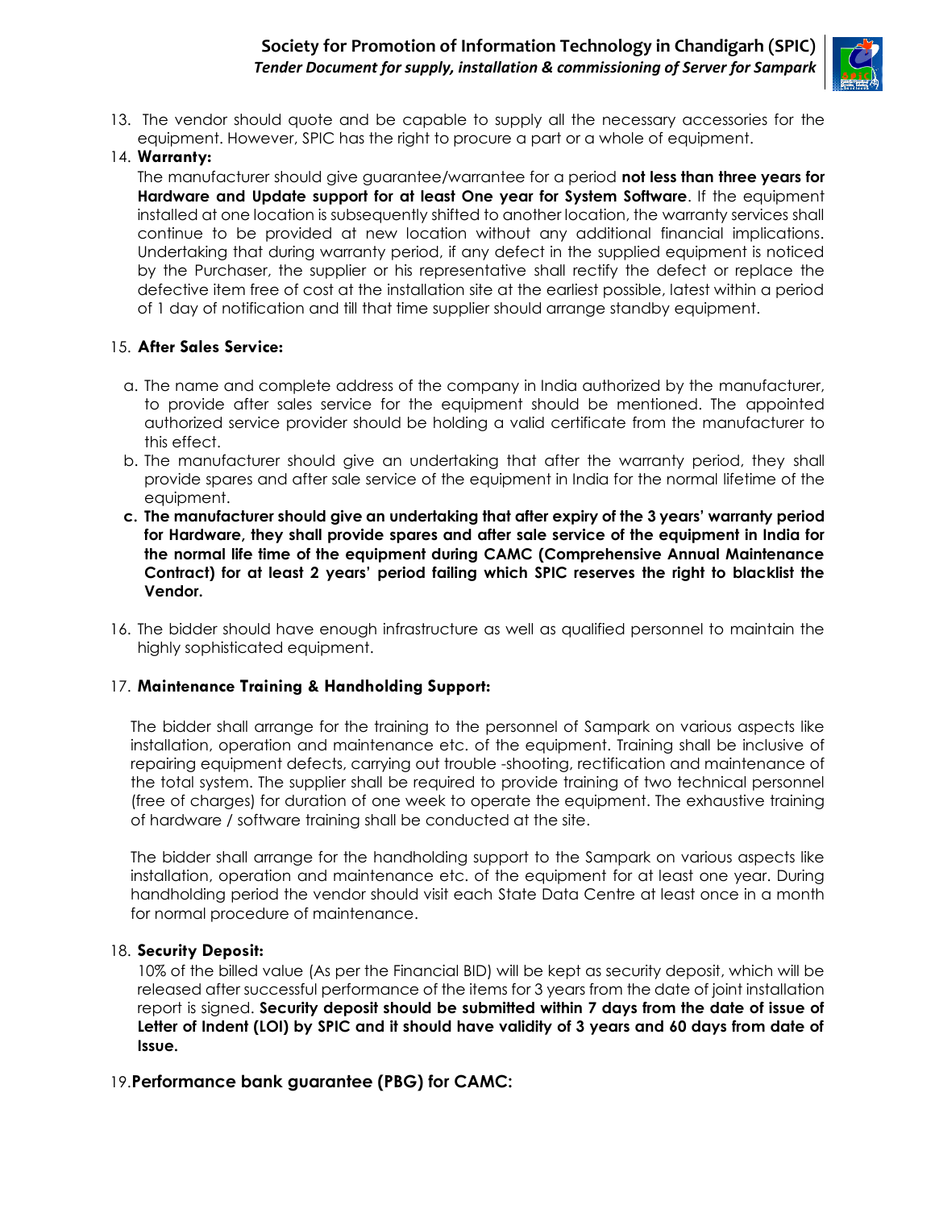13. The vendor should quote and be capable to supply all the necessary accessories for the equipment. However, SPIC has the right to procure a part or a whole of equipment.

14. **Warranty:**

    The manufacturer should give guarantee/warrantee for a period **not less than three years for Hardware and Update support for at least One year for System Software**. If the equipment installed at one location is subsequently shifted to another location, the warranty services shall continue to be provided at new location without any additional financial implications. Undertaking that during warranty period, if any defect in the supplied equipment is noticed by the Purchaser, the supplier or his representative shall rectify the defect or replace the defective item free of cost at the installation site at the earliest possible, latest within a period of 1 day of notification and till that time supplier should arrange standby equipment.

15. **After Sales Service:**

    a. The name and complete address of the company in India authorized by the manufacturer, to provide after sales service for the equipment should be mentioned. The appointed authorized service provider should be holding a valid certificate from the manufacturer to this effect.

    b. The manufacturer should give an undertaking that after the warranty period, they shall provide spares and after sale service of the equipment in India for the normal lifetime of the equipment.

    **c. The manufacturer should give an undertaking that after expiry of the 3 years' warranty period for Hardware, they shall provide spares and after sale service of the equipment in India for the normal life time of the equipment during CAMC (Comprehensive Annual Maintenance Contract) for at least 2 years' period failing which SPIC reserves the right to blacklist the Vendor.**

16. The bidder should have enough infrastructure as well as qualified personnel to maintain the highly sophisticated equipment.

17. **Maintenance Training & Handholding Support:**

    The bidder shall arrange for the training to the personnel of Sampark on various aspects like installation, operation and maintenance etc. of the equipment. Training shall be inclusive of repairing equipment defects, carrying out trouble -shooting, rectification and maintenance of the total system. The supplier shall be required to provide training of two technical personnel (free of charges) for duration of one week to operate the equipment. The exhaustive training of hardware / software training shall be conducted at the site.

    The bidder shall arrange for the handholding support to the Sampark on various aspects like installation, operation and maintenance etc. of the equipment for at least one year. During handholding period the vendor should visit each State Data Centre at least once in a month for normal procedure of maintenance.

18. **Security Deposit:**

    10% of the billed value (As per the Financial BID) will be kept as security deposit, which will be released after successful performance of the items for 3 years from the date of joint installation report is signed. **Security deposit should be submitted within 7 days from the date of issue of Letter of Indent (LOI) by SPIC and it should have validity of 3 years and 60 days from date of Issue.**

19. **Performance bank guarantee (PBG) for CAMC:**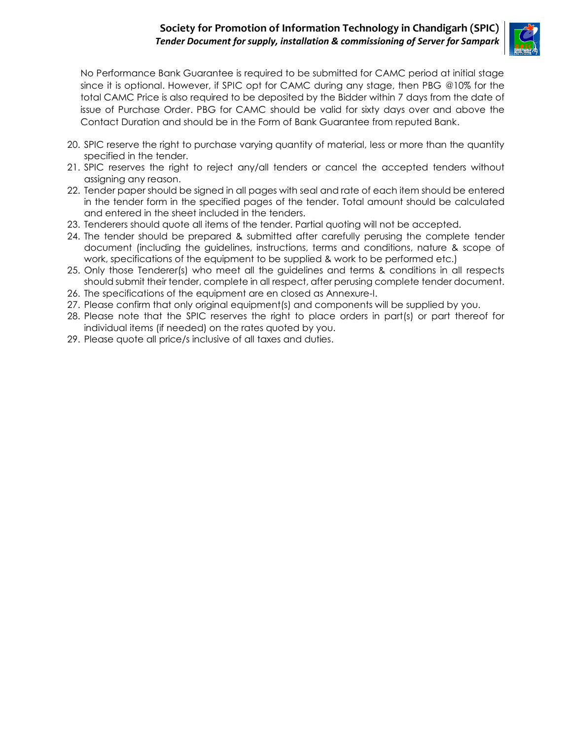No Performance Bank Guarantee is required to be submitted for CAMC period at initial stage since it is optional. However, if SPIC opt for CAMC during any stage, then PBG @10% for the total CAMC Price is also required to be deposited by the Bidder within 7 days from the date of issue of Purchase Order. PBG for CAMC should be valid for sixty days over and above the Contact Duration and should be in the Form of Bank Guarantee from reputed Bank.

20. SPIC reserve the right to purchase varying quantity of material, less or more than the quantity specified in the tender.
21. SPIC reserves the right to reject any/all tenders or cancel the accepted tenders without assigning any reason.
22. Tender paper should be signed in all pages with seal and rate of each item should be entered in the tender form in the specified pages of the tender. Total amount should be calculated and entered in the sheet included in the tenders.
23. Tenderers should quote all items of the tender. Partial quoting will not be accepted.
24. The tender should be prepared & submitted after carefully perusing the complete tender document (including the guidelines, instructions, terms and conditions, nature & scope of work, specifications of the equipment to be supplied & work to be performed etc.)
25. Only those Tenderer(s) who meet all the guidelines and terms & conditions in all respects should submit their tender, complete in all respect, after perusing complete tender document.
26. The specifications of the equipment are en closed as Annexure-I.
27. Please confirm that only original equipment(s) and components will be supplied by you.
28. Please note that the SPIC reserves the right to place orders in part(s) or part thereof for individual items (if needed) on the rates quoted by you.
29. Please quote all price/s inclusive of all taxes and duties.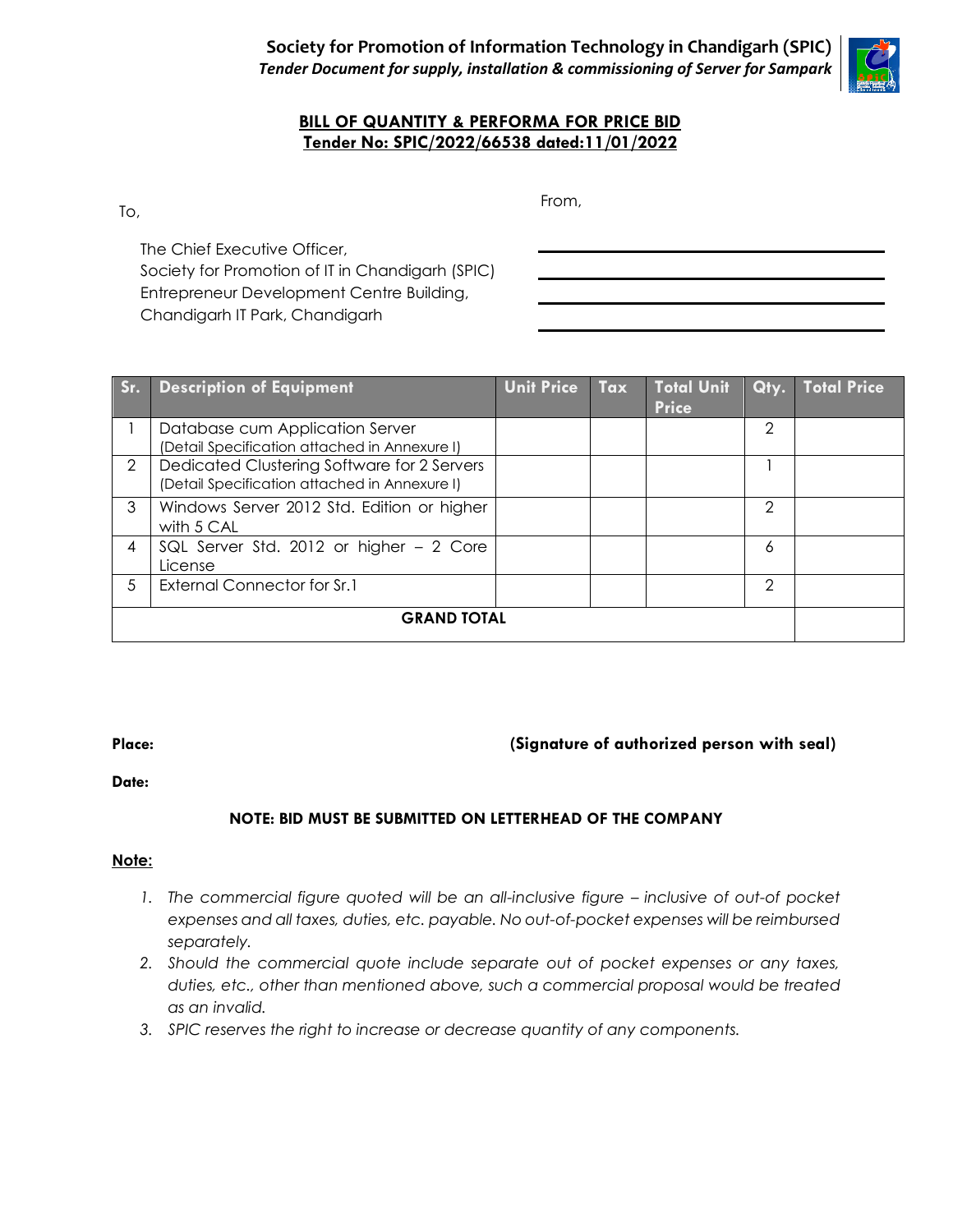## BILL OF QUANTITY & PERFORMA FOR PRICE BID

**Tender No: SPIC/2022/66538 dated:11/01/2022**

To,

The Chief Executive Officer,
Society for Promotion of IT in Chandigarh (SPIC)
Entrepreneur Development Centre Building,
Chandigarh IT Park, Chandigarh

From,

\_\_\_\_\_\_\_\_\_\_\_\_\_\_\_\_\_\_\_\_\_\_\_\_\_\_\_\_\_\_

\_\_\_\_\_\_\_\_\_\_\_\_\_\_\_\_\_\_\_\_\_\_\_\_\_\_\_\_\_\_

\_\_\_\_\_\_\_\_\_\_\_\_\_\_\_\_\_\_\_\_\_\_\_\_\_\_\_\_\_\_

\_\_\_\_\_\_\_\_\_\_\_\_\_\_\_\_\_\_\_\_\_\_\_\_\_\_\_\_\_\_

| Sr. | Description of Equipment | Unit Price | Tax | Total Unit Price | Qty. | Total Price |
|---|---|---|---|---|---|---|
| 1 | Database cum Application Server (Detail Specification attached in Annexure I) | | | | 2 | |
| 2 | Dedicated Clustering Software for 2 Servers (Detail Specification attached in Annexure I) | | | | 1 | |
| 3 | Windows Server 2012 Std. Edition or higher with 5 CAL | | | | 2 | |
| 4 | SQL Server Std. 2012 or higher – 2 Core License | | | | 6 | |
| 5 | External Connector for Sr.1 | | | | 2 | |
| **GRAND TOTAL** | | | | | | |

**Place:**

**(Signature of authorized person with seal)**

**Date:**

**NOTE: BID MUST BE SUBMITTED ON LETTERHEAD OF THE COMPANY**

**Note:**

1. *The commercial figure quoted will be an all-inclusive figure – inclusive of out-of pocket expenses and all taxes, duties, etc. payable. No out-of-pocket expenses will be reimbursed separately.*
2. *Should the commercial quote include separate out of pocket expenses or any taxes, duties, etc., other than mentioned above, such a commercial proposal would be treated as an invalid.*
3. *SPIC reserves the right to increase or decrease quantity of any components.*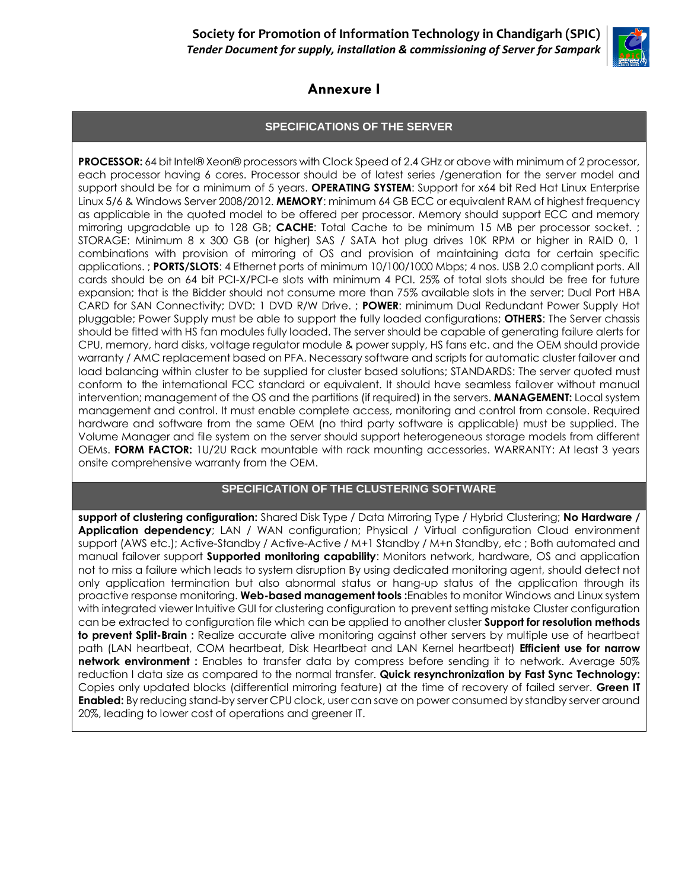# Annexure I

## SPECIFICATIONS OF THE SERVER

**PROCESSOR:** 64 bit Intel® Xeon® processors with Clock Speed of 2.4 GHz or above with minimum of 2 processor, each processor having 6 cores. Processor should be of latest series /generation for the server model and support should be for a minimum of 5 years. **OPERATING SYSTEM**: Support for x64 bit Red Hat Linux Enterprise Linux 5/6 & Windows Server 2008/2012. **MEMORY**: minimum 64 GB ECC or equivalent RAM of highest frequency as applicable in the quoted model to be offered per processor. Memory should support ECC and memory mirroring upgradable up to 128 GB; **CACHE**: Total Cache to be minimum 15 MB per processor socket. ; STORAGE: Minimum 8 x 300 GB (or higher) SAS / SATA hot plug drives 10K RPM or higher in RAID 0, 1 combinations with provision of mirroring of OS and provision of maintaining data for certain specific applications. ; **PORTS/SLOTS**: 4 Ethernet ports of minimum 10/100/1000 Mbps; 4 nos. USB 2.0 compliant ports. All cards should be on 64 bit PCI-X/PCI-e slots with minimum 4 PCI. 25% of total slots should be free for future expansion; that is the Bidder should not consume more than 75% available slots in the server; Dual Port HBA CARD for SAN Connectivity; DVD: 1 DVD R/W Drive. ; **POWER**: minimum Dual Redundant Power Supply Hot pluggable; Power Supply must be able to support the fully loaded configurations; **OTHERS**: The Server chassis should be fitted with HS fan modules fully loaded. The server should be capable of generating failure alerts for CPU, memory, hard disks, voltage regulator module & power supply, HS fans etc. and the OEM should provide warranty / AMC replacement based on PFA. Necessary software and scripts for automatic cluster failover and load balancing within cluster to be supplied for cluster based solutions; STANDARDS: The server quoted must conform to the international FCC standard or equivalent. It should have seamless failover without manual intervention; management of the OS and the partitions (if required) in the servers. **MANAGEMENT:** Local system management and control. It must enable complete access, monitoring and control from console. Required hardware and software from the same OEM (no third party software is applicable) must be supplied. The Volume Manager and file system on the server should support heterogeneous storage models from different OEMs. **FORM FACTOR:** 1U/2U Rack mountable with rack mounting accessories. WARRANTY: At least 3 years onsite comprehensive warranty from the OEM.

## SPECIFICATION OF THE CLUSTERING SOFTWARE

**support of clustering configuration:** Shared Disk Type / Data Mirroring Type / Hybrid Clustering; **No Hardware / Application dependency**; LAN / WAN configuration; Physical / Virtual configuration Cloud environment support (AWS etc.); Active-Standby / Active-Active / M+1 Standby / M+n Standby, etc ; Both automated and manual failover support **Supported monitoring capability**: Monitors network, hardware, OS and application not to miss a failure which leads to system disruption By using dedicated monitoring agent, should detect not only application termination but also abnormal status or hang-up status of the application through its proactive response monitoring. **Web-based management tools :**Enables to monitor Windows and Linux system with integrated viewer Intuitive GUI for clustering configuration to prevent setting mistake Cluster configuration can be extracted to configuration file which can be applied to another cluster **Support for resolution methods to prevent Split-Brain :** Realize accurate alive monitoring against other servers by multiple use of heartbeat path (LAN heartbeat, COM heartbeat, Disk Heartbeat and LAN Kernel heartbeat) **Efficient use for narrow network environment :** Enables to transfer data by compress before sending it to network. Average 50% reduction I data size as compared to the normal transfer. **Quick resynchronization by Fast Sync Technology:** Copies only updated blocks (differential mirroring feature) at the time of recovery of failed server. **Green IT Enabled:** By reducing stand-by server CPU clock, user can save on power consumed by standby server around 20%, leading to lower cost of operations and greener IT.